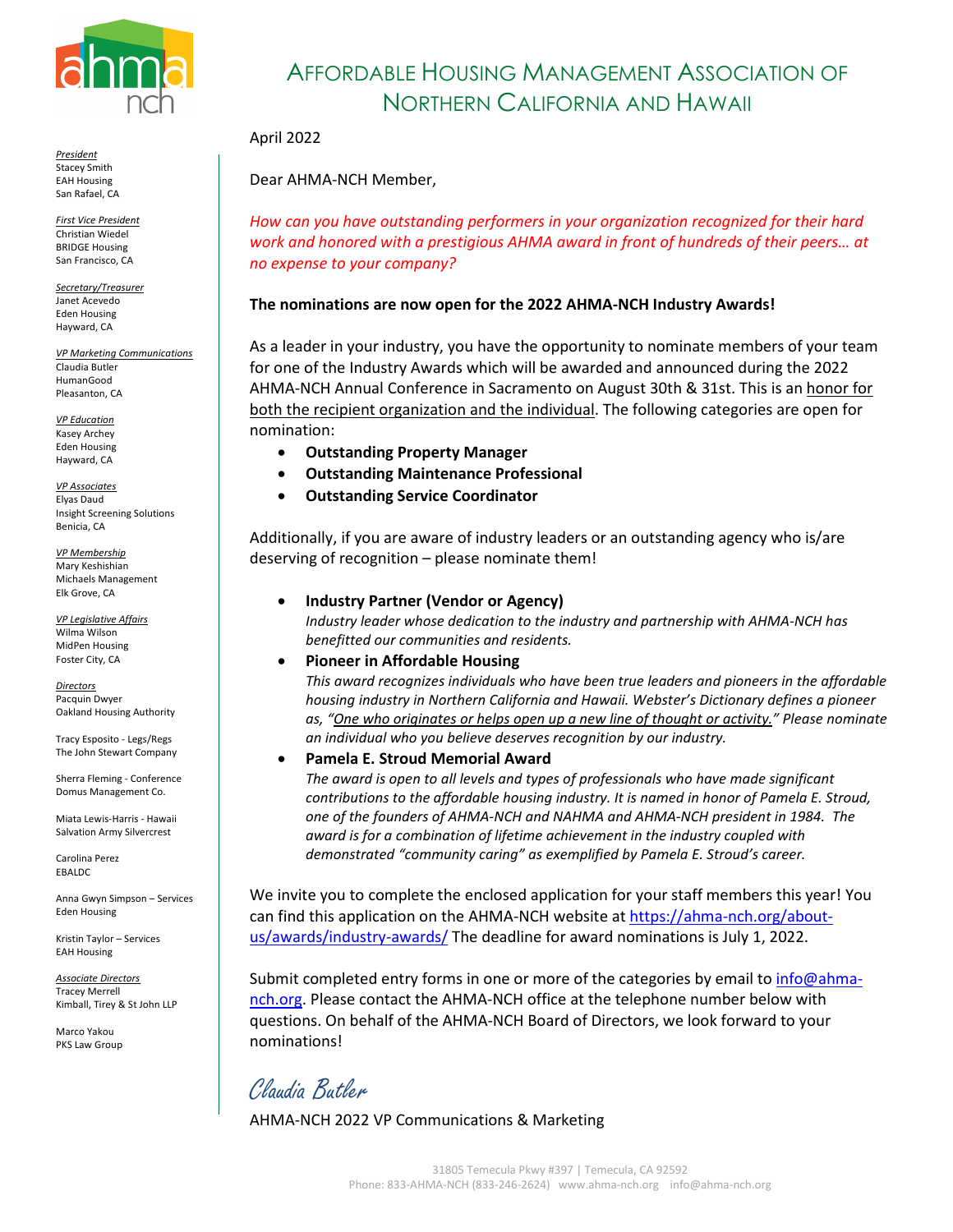# Affordable Housing Management Association of Northern California and Hawaii

*President*
Stacey Smith
EAH Housing
San Rafael, CA

*First Vice President*
Christian Wiedel
BRIDGE Housing
San Francisco, CA

*Secretary/Treasurer*
Janet Acevedo
Eden Housing
Hayward, CA

*VP Marketing Communications*
Claudia Butler
HumanGood
Pleasanton, CA

*VP Education*
Kasey Archey
Eden Housing
Hayward, CA

*VP Associates*
Elyas Daud
Insight Screening Solutions
Benicia, CA

*VP Membership*
Mary Keshishian
Michaels Management
Elk Grove, CA

*VP Legislative Affairs*
Wilma Wilson
MidPen Housing
Foster City, CA

*Directors*
Pacquin Dwyer
Oakland Housing Authority

Tracy Esposito - Legs/Regs
The John Stewart Company

Sherra Fleming - Conference
Domus Management Co.

Miata Lewis-Harris - Hawaii
Salvation Army Silvercrest

Carolina Perez
EBALDC

Anna Gwyn Simpson – Services
Eden Housing

Kristin Taylor – Services
EAH Housing

*Associate Directors*
Tracey Merrell
Kimball, Tirey & St John LLP

Marco Yakou
PKS Law Group

April 2022

Dear AHMA-NCH Member,

*How can you have outstanding performers in your organization recognized for their hard work and honored with a prestigious AHMA award in front of hundreds of their peers… at no expense to your company?*

**The nominations are now open for the 2022 AHMA-NCH Industry Awards!**

As a leader in your industry, you have the opportunity to nominate members of your team for one of the Industry Awards which will be awarded and announced during the 2022 AHMA-NCH Annual Conference in Sacramento on August 30th & 31st. This is an honor for both the recipient organization and the individual. The following categories are open for nomination:

- **Outstanding Property Manager**
- **Outstanding Maintenance Professional**
- **Outstanding Service Coordinator**

Additionally, if you are aware of industry leaders or an outstanding agency who is/are deserving of recognition – please nominate them!

- **Industry Partner (Vendor or Agency)**
  *Industry leader whose dedication to the industry and partnership with AHMA-NCH has benefitted our communities and residents.*
- **Pioneer in Affordable Housing**
  *This award recognizes individuals who have been true leaders and pioneers in the affordable housing industry in Northern California and Hawaii. Webster's Dictionary defines a pioneer as, "One who originates or helps open up a new line of thought or activity." Please nominate an individual who you believe deserves recognition by our industry.*
- **Pamela E. Stroud Memorial Award**
  *The award is open to all levels and types of professionals who have made significant contributions to the affordable housing industry. It is named in honor of Pamela E. Stroud, one of the founders of AHMA-NCH and NAHMA and AHMA-NCH president in 1984. The award is for a combination of lifetime achievement in the industry coupled with demonstrated "community caring" as exemplified by Pamela E. Stroud's career.*

We invite you to complete the enclosed application for your staff members this year! You can find this application on the AHMA-NCH website at https://ahma-nch.org/about-us/awards/industry-awards/ The deadline for award nominations is July 1, 2022.

Submit completed entry forms in one or more of the categories by email to info@ahma-nch.org. Please contact the AHMA-NCH office at the telephone number below with questions. On behalf of the AHMA-NCH Board of Directors, we look forward to your nominations!

*Claudia Butler*

AHMA-NCH 2022 VP Communications & Marketing

31805 Temecula Pkwy #397 | Temecula, CA 92592
Phone: 833-AHMA-NCH (833-246-2624) www.ahma-nch.org info@ahma-nch.org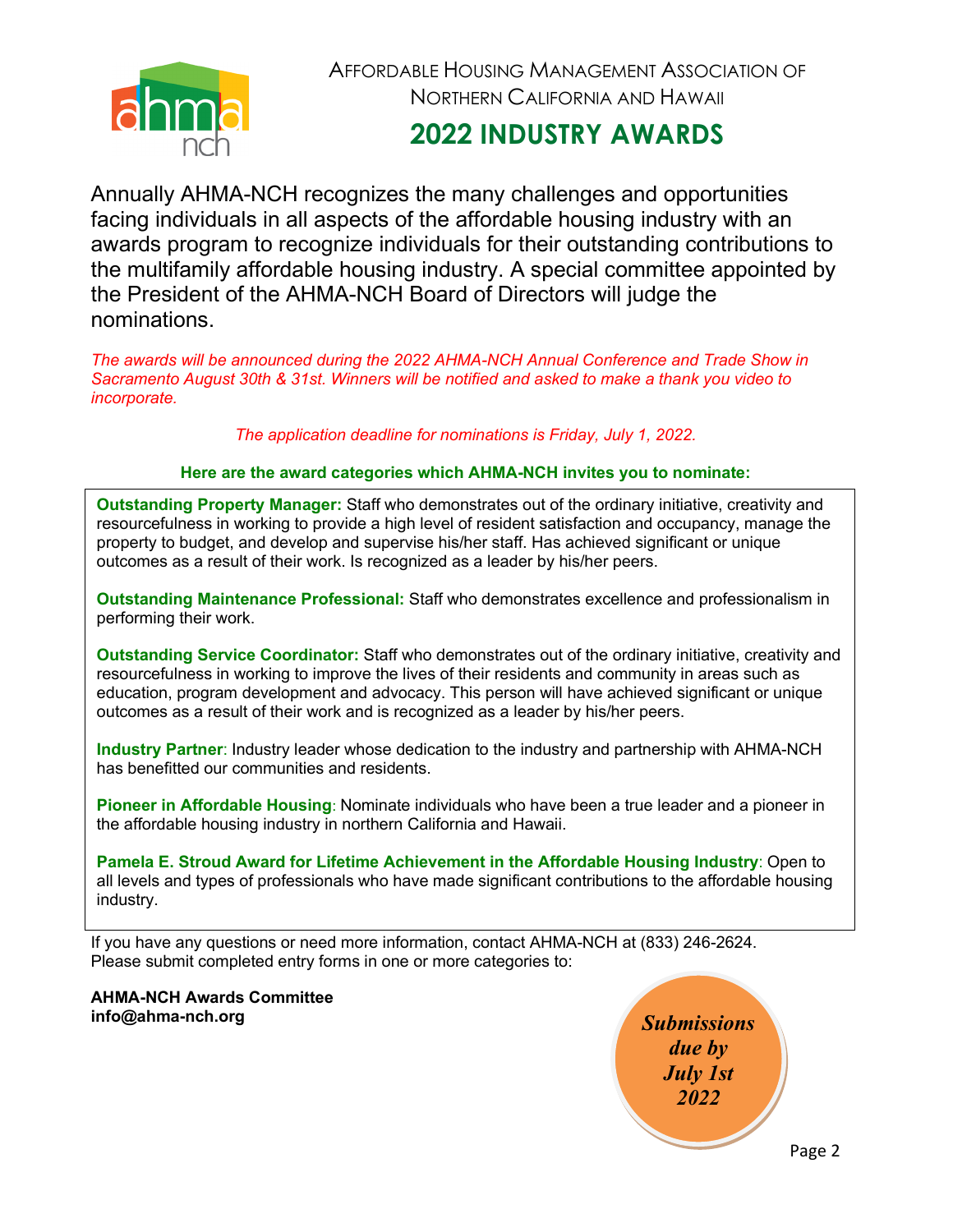Affordable Housing Management Association of Northern California and Hawaii

# 2022 INDUSTRY AWARDS

Annually AHMA-NCH recognizes the many challenges and opportunities facing individuals in all aspects of the affordable housing industry with an awards program to recognize individuals for their outstanding contributions to the multifamily affordable housing industry. A special committee appointed by the President of the AHMA-NCH Board of Directors will judge the nominations.

*The awards will be announced during the 2022 AHMA-NCH Annual Conference and Trade Show in Sacramento August 30th & 31st. Winners will be notified and asked to make a thank you video to incorporate.*

*The application deadline for nominations is Friday, July 1, 2022.*

**Here are the award categories which AHMA-NCH invites you to nominate:**

**Outstanding Property Manager:** Staff who demonstrates out of the ordinary initiative, creativity and resourcefulness in working to provide a high level of resident satisfaction and occupancy, manage the property to budget, and develop and supervise his/her staff. Has achieved significant or unique outcomes as a result of their work. Is recognized as a leader by his/her peers.

**Outstanding Maintenance Professional:** Staff who demonstrates excellence and professionalism in performing their work.

**Outstanding Service Coordinator:** Staff who demonstrates out of the ordinary initiative, creativity and resourcefulness in working to improve the lives of their residents and community in areas such as education, program development and advocacy. This person will have achieved significant or unique outcomes as a result of their work and is recognized as a leader by his/her peers.

**Industry Partner**: Industry leader whose dedication to the industry and partnership with AHMA-NCH has benefitted our communities and residents.

**Pioneer in Affordable Housing**: Nominate individuals who have been a true leader and a pioneer in the affordable housing industry in northern California and Hawaii.

**Pamela E. Stroud Award for Lifetime Achievement in the Affordable Housing Industry**: Open to all levels and types of professionals who have made significant contributions to the affordable housing industry.

If you have any questions or need more information, contact AHMA-NCH at (833) 246-2624.
Please submit completed entry forms in one or more categories to:

**AHMA-NCH Awards Committee**
**info@ahma-nch.org**

***Submissions due by July 1st 2022***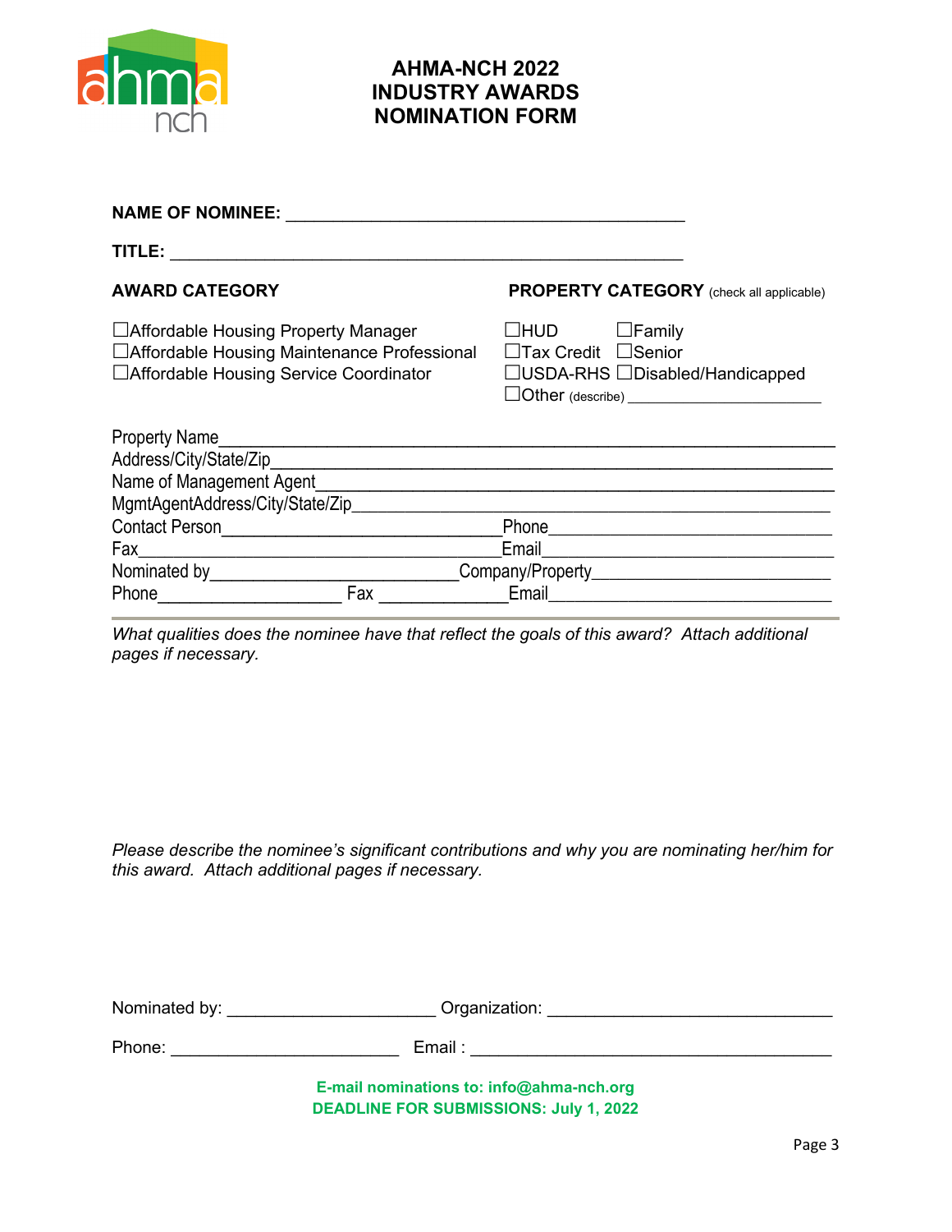# AHMA-NCH 2022 INDUSTRY AWARDS NOMINATION FORM

**NAME OF NOMINEE:** ___________________________________________

**TITLE:** ________________________________________________________

**AWARD CATEGORY**

☐Affordable Housing Property Manager
☐Affordable Housing Maintenance Professional
☐Affordable Housing Service Coordinator

**PROPERTY CATEGORY** (check all applicable)

☐HUD ☐Family
☐Tax Credit ☐Senior
☐USDA-RHS ☐Disabled/Handicapped
☐Other (describe) ______________________

Property Name________________________________________________________
Address/City/State/Zip_________________________________________________
Name of Management Agent____________________________________________
MgmtAgentAddress/City/State/Zip_______________________________________
Contact Person______________________________Phone___________________________
Fax_______________________________________Email___________________________
Nominated by__________________________Company/Property_________________________
Phone___________________ Fax ______________Email______________________________

*What qualities does the nominee have that reflect the goals of this award? Attach additional pages if necessary.*

*Please describe the nominee's significant contributions and why you are nominating her/him for this award. Attach additional pages if necessary.*

Nominated by: ______________________ Organization: ______________________________

Phone: ________________________ Email : ______________________________________

**E-mail nominations to: info@ahma-nch.org**
**DEADLINE FOR SUBMISSIONS: July 1, 2022**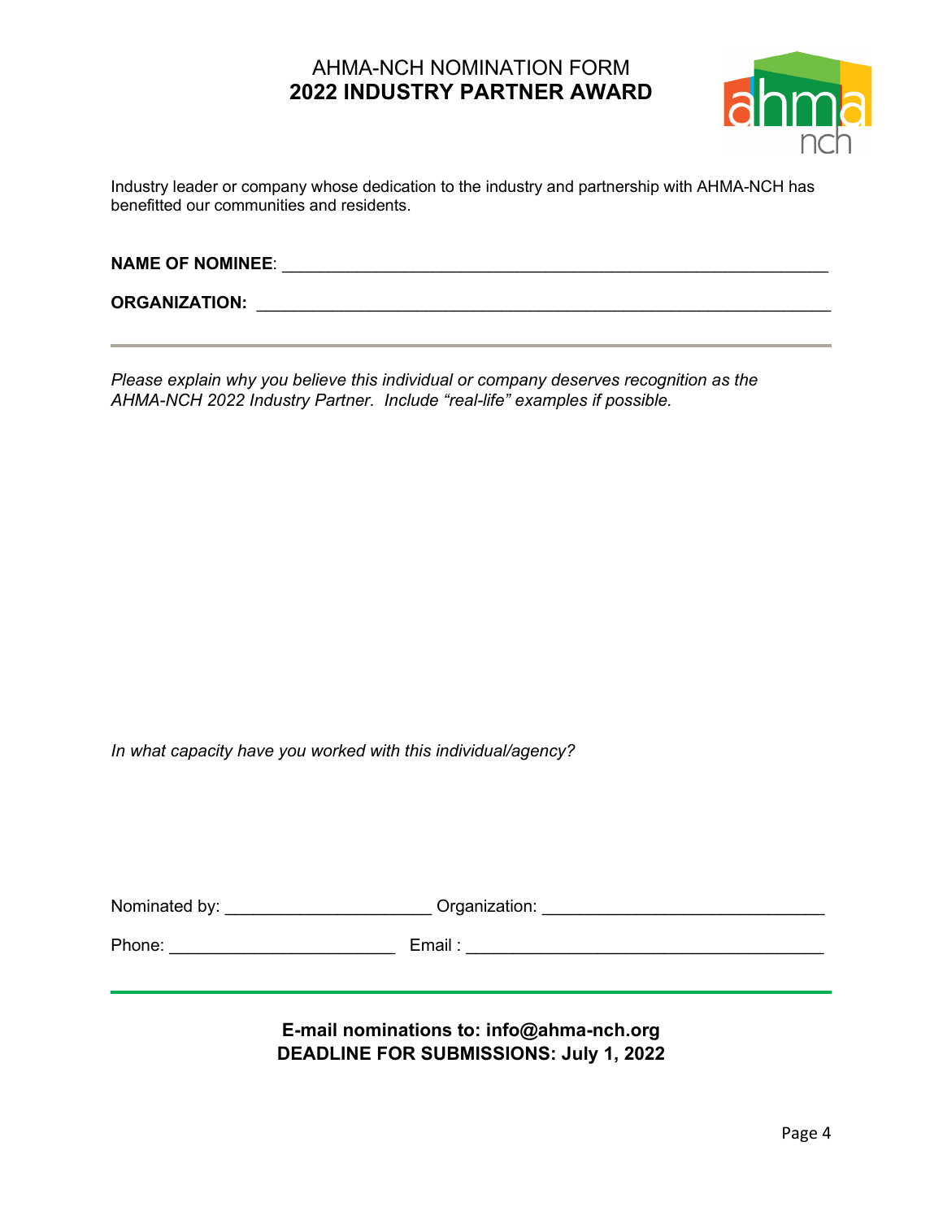# AHMA-NCH NOMINATION FORM
## 2022 INDUSTRY PARTNER AWARD

Industry leader or company whose dedication to the industry and partnership with AHMA-NCH has benefitted our communities and residents.

**NAME OF NOMINEE**: ___________________________________________________________

**ORGANIZATION:** ___________________________________________________________

---

*Please explain why you believe this individual or company deserves recognition as the AHMA-NCH 2022 Industry Partner. Include "real-life" examples if possible.*

*In what capacity have you worked with this individual/agency?*

Nominated by: ______________________ Organization: ______________________________

Phone: ________________________ Email : ______________________________________

---

**E-mail nominations to: info@ahma-nch.org**
**DEADLINE FOR SUBMISSIONS: July 1, 2022**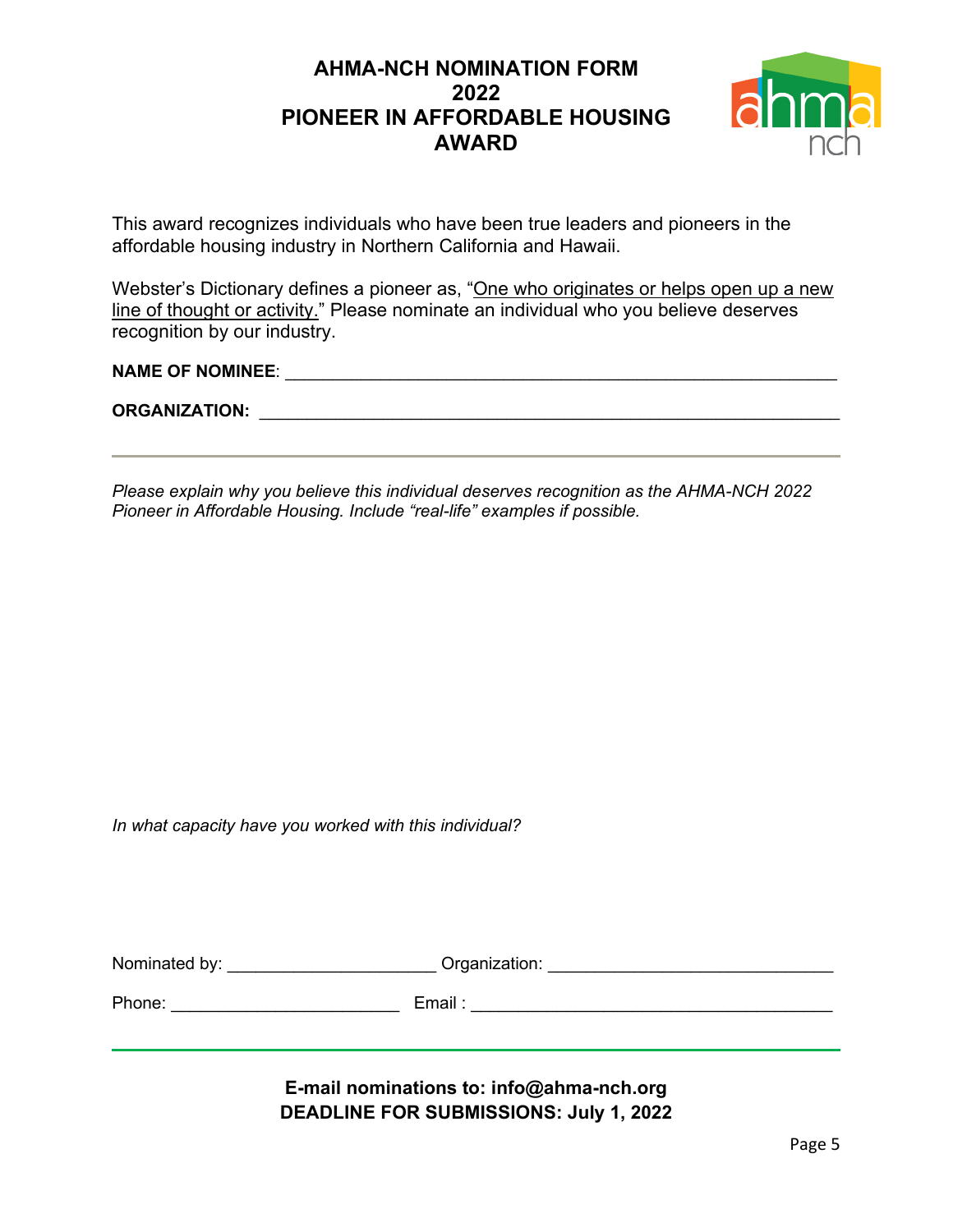# AHMA-NCH NOMINATION FORM 2022 PIONEER IN AFFORDABLE HOUSING AWARD

This award recognizes individuals who have been true leaders and pioneers in the affordable housing industry in Northern California and Hawaii.

Webster's Dictionary defines a pioneer as, "One who originates or helps open up a new line of thought or activity." Please nominate an individual who you believe deserves recognition by our industry.

**NAME OF NOMINEE**: ___________________________________________________________

**ORGANIZATION:** _______________________________________________________________

---

*Please explain why you believe this individual deserves recognition as the AHMA-NCH 2022 Pioneer in Affordable Housing. Include "real-life" examples if possible.*

*In what capacity have you worked with this individual?*

Nominated by: ______________________ Organization: ______________________________

Phone: ________________________ Email : ______________________________________

---

**E-mail nominations to: info@ahma-nch.org**
**DEADLINE FOR SUBMISSIONS: July 1, 2022**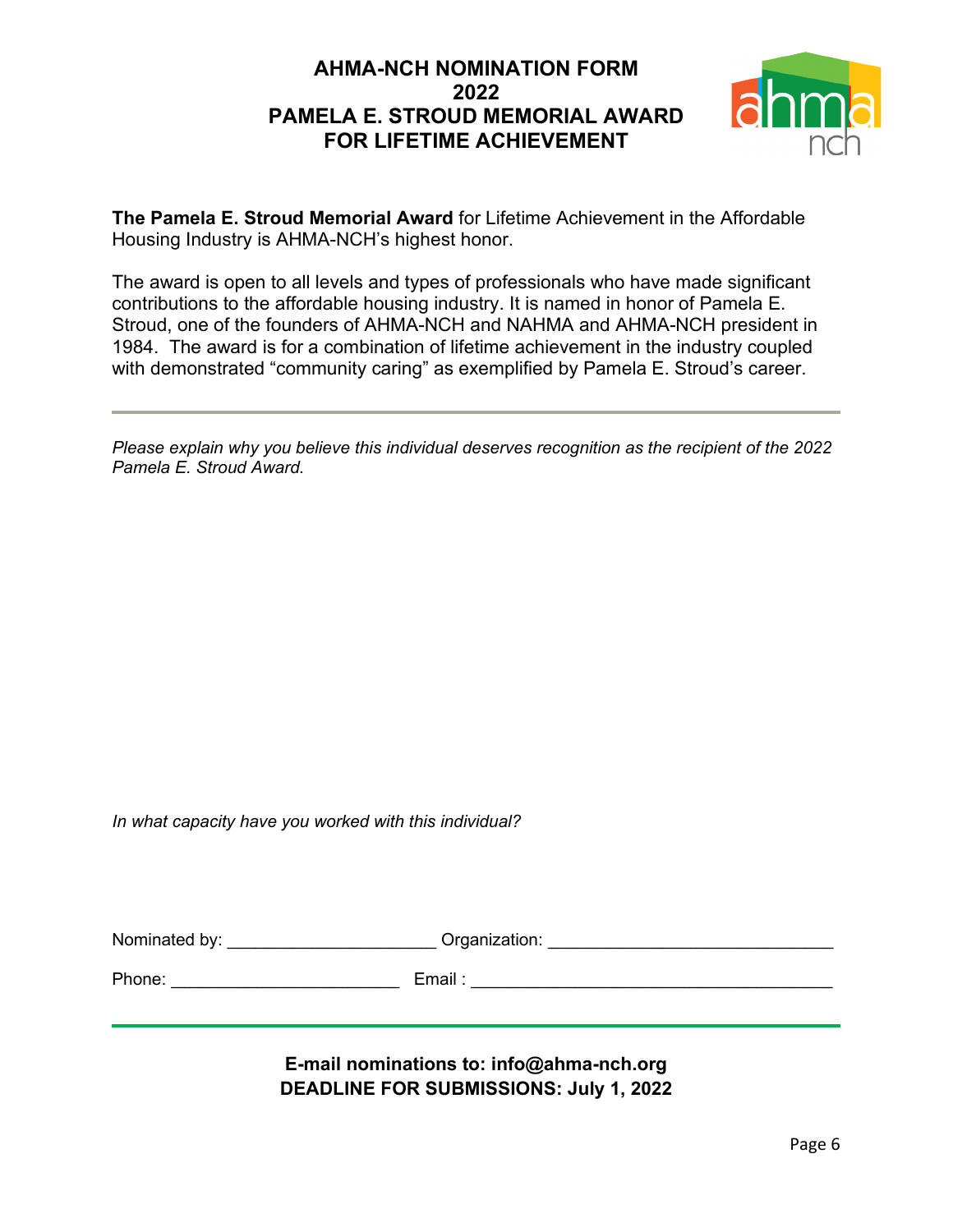# AHMA-NCH NOMINATION FORM 2022 PAMELA E. STROUD MEMORIAL AWARD FOR LIFETIME ACHIEVEMENT

**The Pamela E. Stroud Memorial Award** for Lifetime Achievement in the Affordable Housing Industry is AHMA-NCH's highest honor.

The award is open to all levels and types of professionals who have made significant contributions to the affordable housing industry. It is named in honor of Pamela E. Stroud, one of the founders of AHMA-NCH and NAHMA and AHMA-NCH president in 1984. The award is for a combination of lifetime achievement in the industry coupled with demonstrated "community caring" as exemplified by Pamela E. Stroud's career.

---

*Please explain why you believe this individual deserves recognition as the recipient of the 2022 Pamela E. Stroud Award.*

*In what capacity have you worked with this individual?*

Nominated by: _____________________ Organization: _____________________________

Phone: _______________________ Email : _____________________________________

---

**E-mail nominations to: info@ahma-nch.org**
**DEADLINE FOR SUBMISSIONS: July 1, 2022**